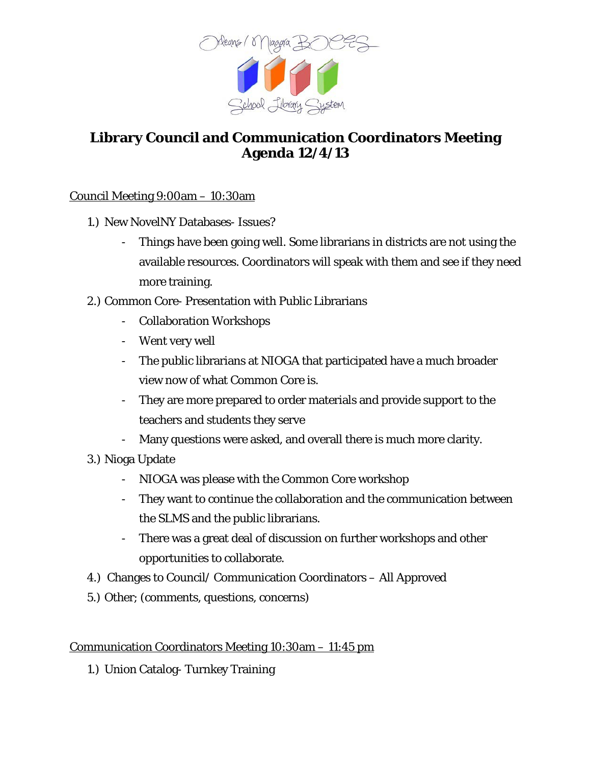Orleans / Niagara BOCES

School Library System

# Library Council and Communication Coordinators Meeting Agenda 12/4/13

Council Meeting 9:00am – 10:30am

1.) New NovelNY Databases- Issues?
   - Things have been going well. Some librarians in districts are not using the available resources. Coordinators will speak with them and see if they need more training.
2.) Common Core- Presentation with Public Librarians
   - Collaboration Workshops
   - Went very well
   - The public librarians at NIOGA that participated have a much broader view now of what Common Core is.
   - They are more prepared to order materials and provide support to the teachers and students they serve
   - Many questions were asked, and overall there is much more clarity.
3.) Nioga Update
   - NIOGA was please with the Common Core workshop
   - They want to continue the collaboration and the communication between the SLMS and the public librarians.
   - There was a great deal of discussion on further workshops and other opportunities to collaborate.
4.) Changes to Council/ Communication Coordinators – All Approved
5.) Other; (comments, questions, concerns)

Communication Coordinators Meeting 10:30am – 11:45 pm

1.) Union Catalog- Turnkey Training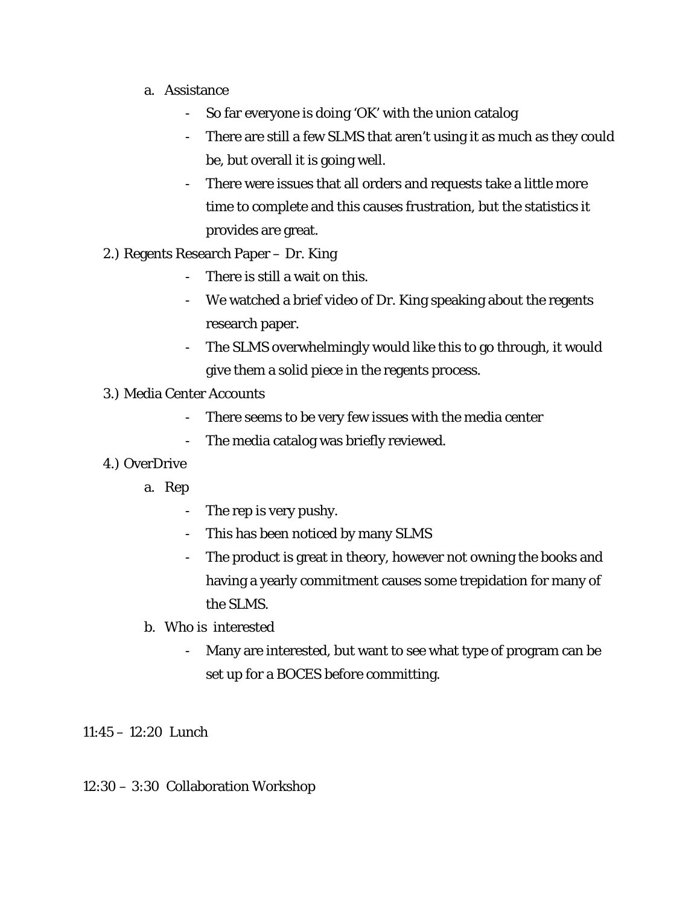a. Assistance
   - So far everyone is doing 'OK' with the union catalog
   - There are still a few SLMS that aren't using it as much as they could be, but overall it is going well.
   - There were issues that all orders and requests take a little more time to complete and this causes frustration, but the statistics it provides are great.

2.) Regents Research Paper – Dr. King
   - There is still a wait on this.
   - We watched a brief video of Dr. King speaking about the regents research paper.
   - The SLMS overwhelmingly would like this to go through, it would give them a solid piece in the regents process.

3.) Media Center Accounts
   - There seems to be very few issues with the media center
   - The media catalog was briefly reviewed.

4.) OverDrive

a. Rep
   - The rep is very pushy.
   - This has been noticed by many SLMS
   - The product is great in theory, however not owning the books and having a yearly commitment causes some trepidation for many of the SLMS.

b. Who is interested
   - Many are interested, but want to see what type of program can be set up for a BOCES before committing.

11:45 – 12:20 Lunch

12:30 – 3:30 Collaboration Workshop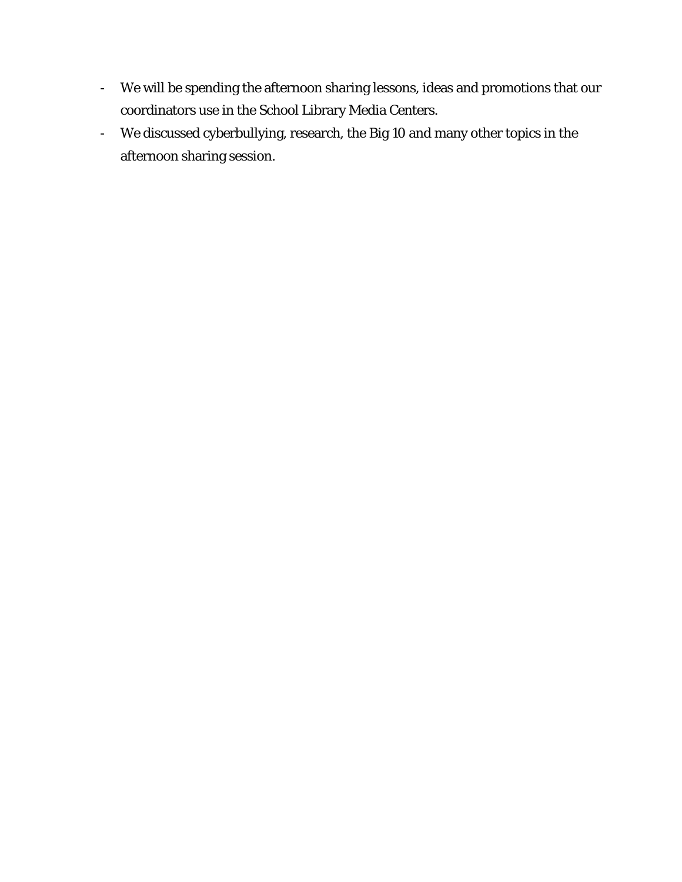- We will be spending the afternoon sharing lessons, ideas and promotions that our coordinators use in the School Library Media Centers.
- We discussed cyberbullying, research, the Big 10 and many other topics in the afternoon sharing session.